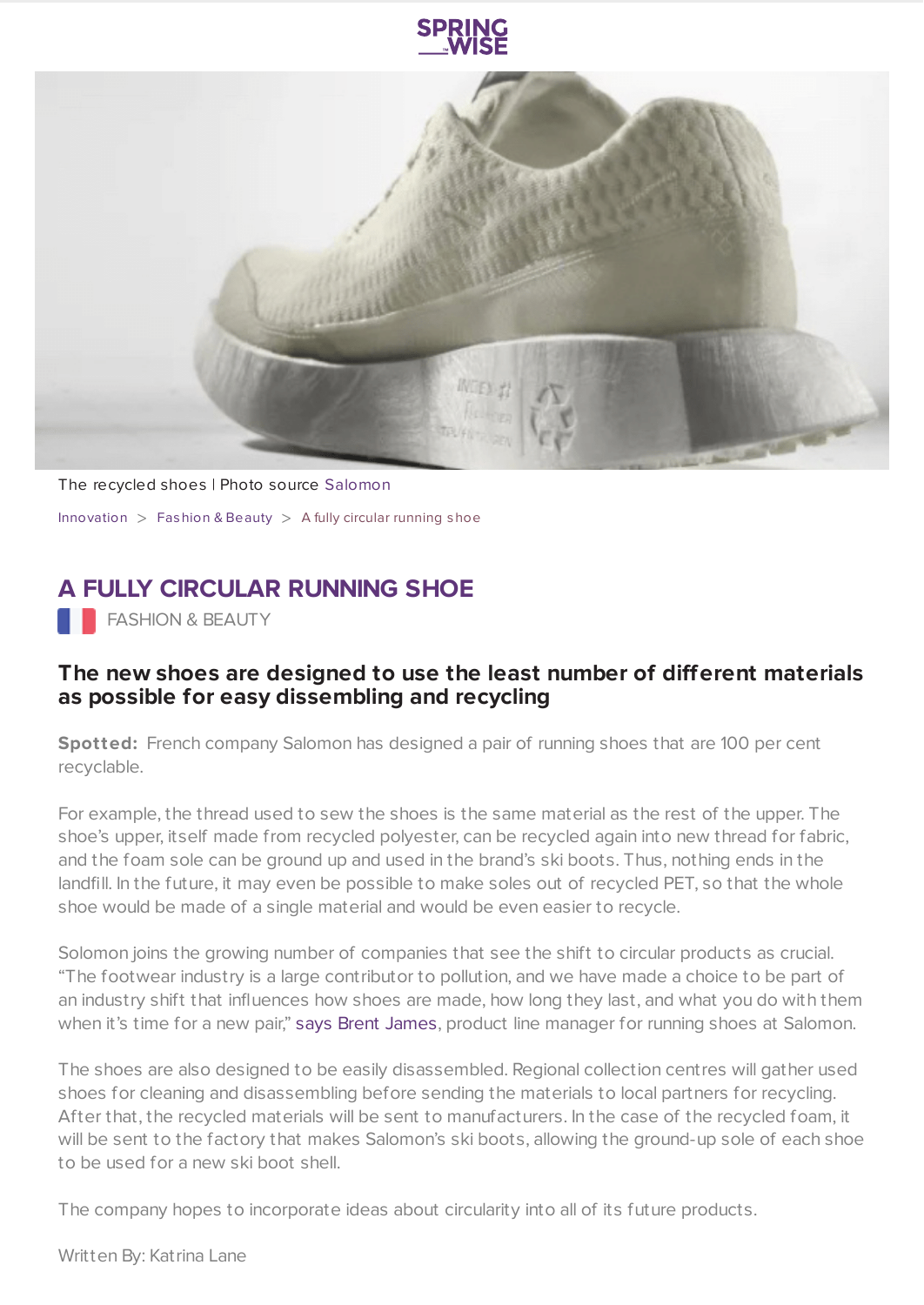SPRING WISE

The recycled shoes | Photo source Salomon

Innovation > Fashion & Beauty > A fully circular running shoe

# A FULLY CIRCULAR RUNNING SHOE

FASHION & BEAUTY

## The new shoes are designed to use the least number of different materials as possible for easy dissembling and recycling

**Spotted:** French company Salomon has designed a pair of running shoes that are 100 per cent recyclable.

For example, the thread used to sew the shoes is the same material as the rest of the upper. The shoe's upper, itself made from recycled polyester, can be recycled again into new thread for fabric, and the foam sole can be ground up and used in the brand's ski boots. Thus, nothing ends in the landfill. In the future, it may even be possible to make soles out of recycled PET, so that the whole shoe would be made of a single material and would be even easier to recycle.

Solomon joins the growing number of companies that see the shift to circular products as crucial. "The footwear industry is a large contributor to pollution, and we have made a choice to be part of an industry shift that influences how shoes are made, how long they last, and what you do with them when it's time for a new pair," says Brent James, product line manager for running shoes at Salomon.

The shoes are also designed to be easily disassembled. Regional collection centres will gather used shoes for cleaning and disassembling before sending the materials to local partners for recycling. After that, the recycled materials will be sent to manufacturers. In the case of the recycled foam, it will be sent to the factory that makes Salomon's ski boots, allowing the ground-up sole of each shoe to be used for a new ski boot shell.

The company hopes to incorporate ideas about circularity into all of its future products.

Written By: Katrina Lane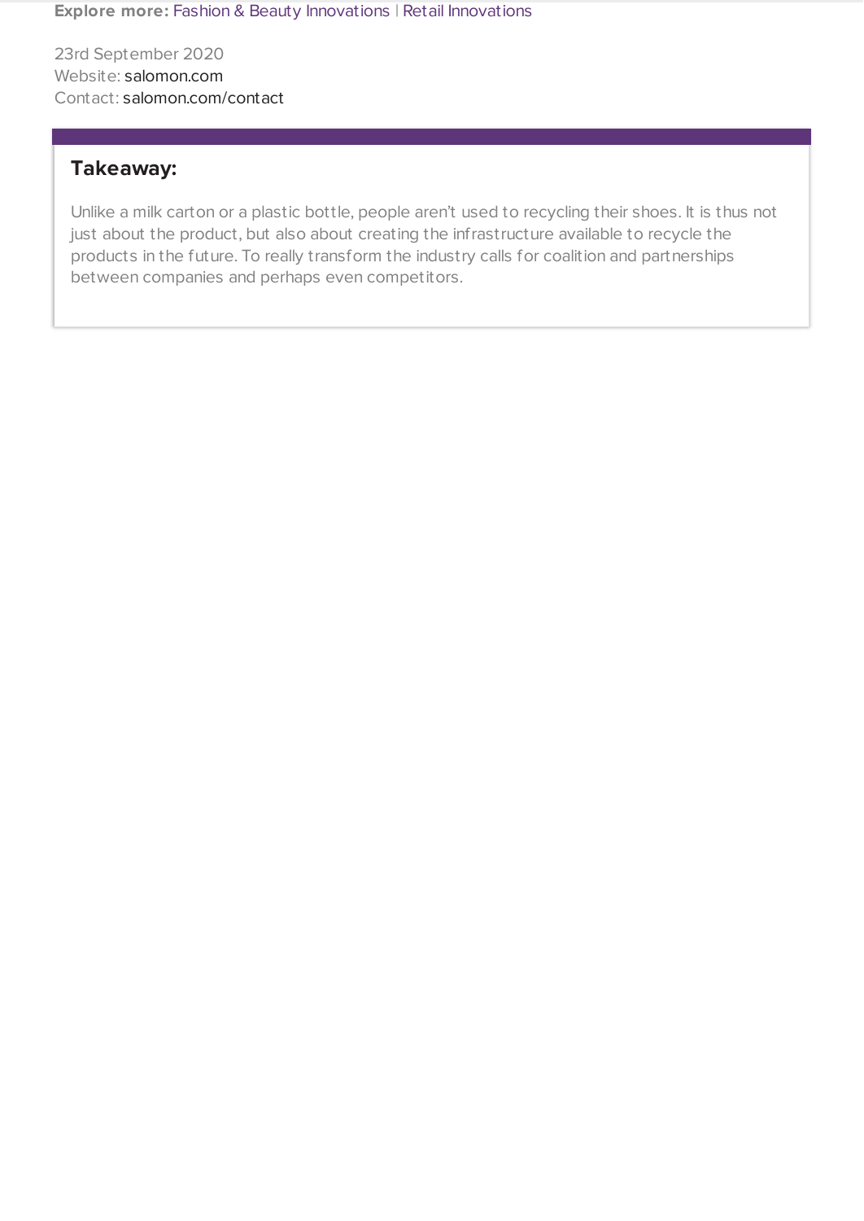**Explore more:** Fashion & Beauty Innovations | Retail Innovations

23rd September 2020
Website: salomon.com
Contact: salomon.com/contact

### Takeaway:

Unlike a milk carton or a plastic bottle, people aren't used to recycling their shoes. It is thus not just about the product, but also about creating the infrastructure available to recycle the products in the future. To really transform the industry calls for coalition and partnerships between companies and perhaps even competitors.